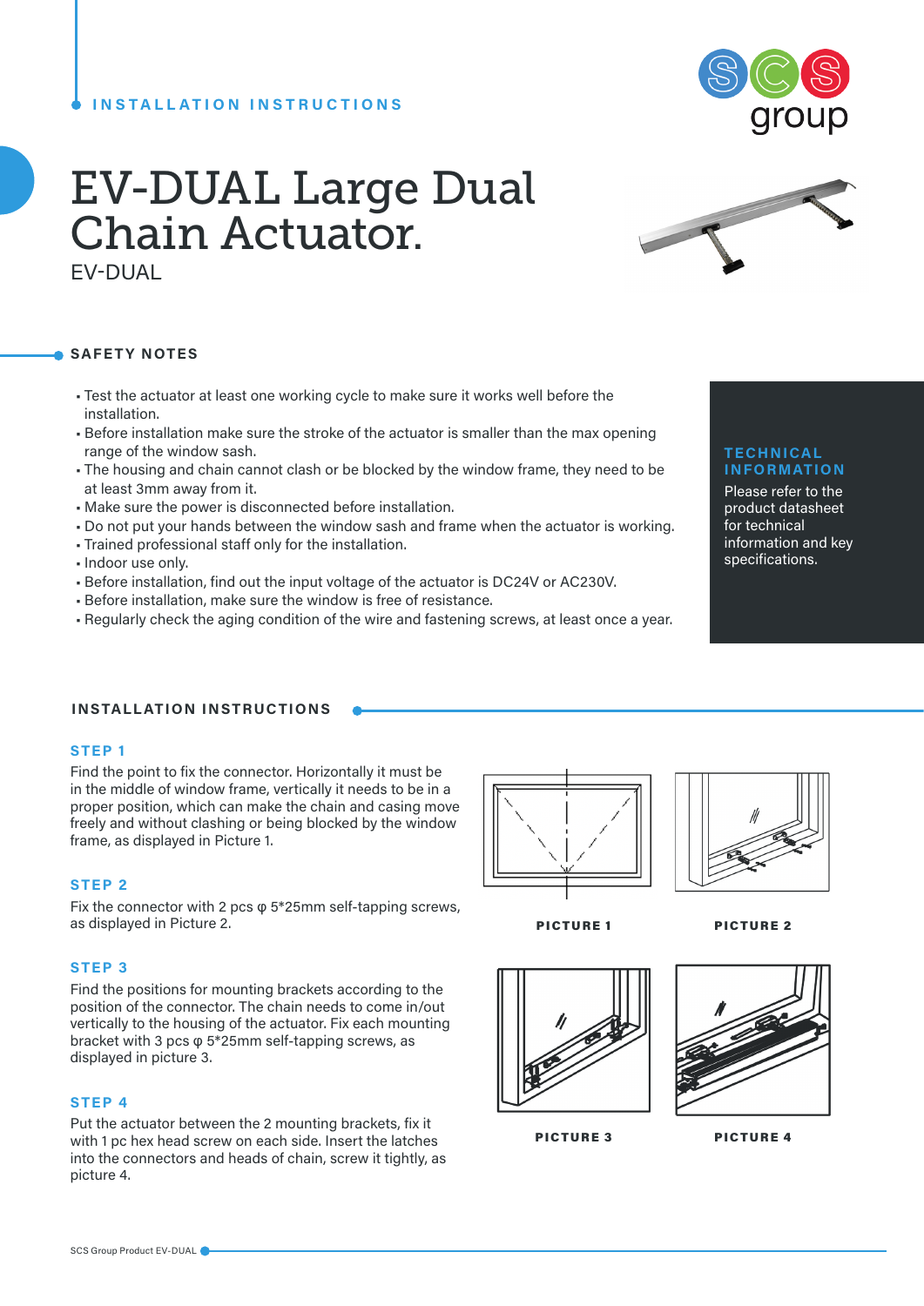INSTALLATION INSTRUCTIONS

# EV-DUAL Large Dual Chain Actuator.

EV-DUAL

## SAFETY NOTES

- Test the actuator at least one working cycle to make sure it works well before the installation.
- Before installation make sure the stroke of the actuator is smaller than the max opening range of the window sash.
- The housing and chain cannot clash or be blocked by the window frame, they need to be at least 3mm away from it.
- Make sure the power is disconnected before installation.
- Do not put your hands between the window sash and frame when the actuator is working.
- Trained professional staff only for the installation.
- Indoor use only.
- Before installation, find out the input voltage of the actuator is DC24V or AC230V.
- Before installation, make sure the window is free of resistance.
- Regularly check the aging condition of the wire and fastening screws, at least once a year.

### TECHNICAL INFORMATION

Please refer to the product datasheet for technical information and key specifications.

## INSTALLATION INSTRUCTIONS

### STEP 1

Find the point to fix the connector. Horizontally it must be in the middle of window frame, vertically it needs to be in a proper position, which can make the chain and casing move freely and without clashing or being blocked by the window frame, as displayed in Picture 1.

### STEP 2

Fix the connector with 2 pcs φ 5*25mm self-tapping screws, as displayed in Picture 2.

### STEP 3

Find the positions for mounting brackets according to the position of the connector. The chain needs to come in/out vertically to the housing of the actuator. Fix each mounting bracket with 3 pcs φ 5*25mm self-tapping screws, as displayed in picture 3.

### STEP 4

Put the actuator between the 2 mounting brackets, fix it with 1 pc hex head screw on each side. Insert the latches into the connectors and heads of chain, screw it tightly, as picture 4.

PICTURE 1

PICTURE 2

PICTURE 3

PICTURE 4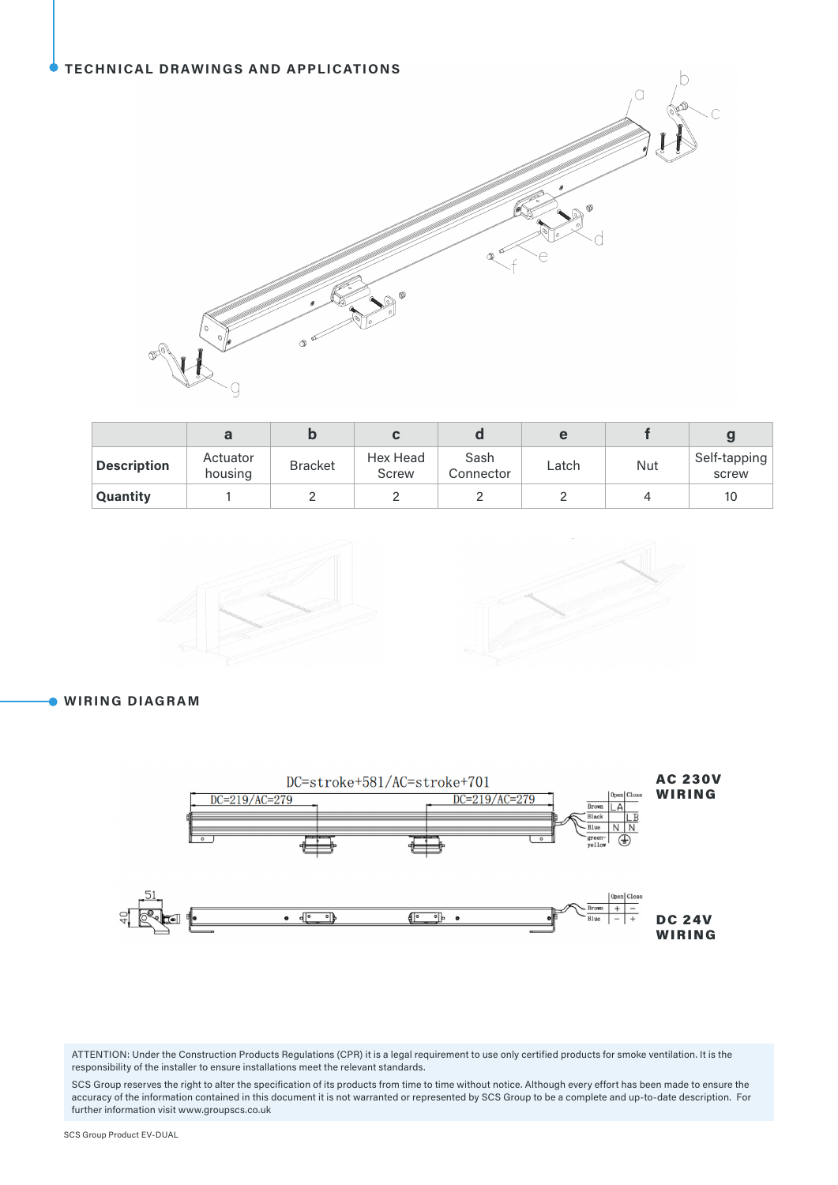## TECHNICAL DRAWINGS AND APPLICATIONS

a

b

c

d

e

f

g

| | a | b | c | d | e | f | g |
|---|---|---|---|---|---|---|---|
| **Description** | Actuator housing | Bracket | Hex Head Screw | Sash Connector | Latch | Nut | Self-tapping screw |
| **Quantity** | 1 | 2 | 2 | 2 | 2 | 4 | 10 |

## WIRING DIAGRAM

DC=stroke+581/AC=stroke+701

DC=219/AC=279

DC=219/AC=279

Open Close

Brown LA

Black LB

Blue N N

green-yellow

**AC 230V WIRING**

51

40

Open Close

Brown + −

Blue − +

**DC 24V WIRING**

ATTENTION: Under the Construction Products Regulations (CPR) it is a legal requirement to use only certified products for smoke ventilation. It is the responsibility of the installer to ensure installations meet the relevant standards.

SCS Group reserves the right to alter the specification of its products from time to time without notice. Although every effort has been made to ensure the accuracy of the information contained in this document it is not warranted or represented by SCS Group to be a complete and up-to-date description. For further information visit www.groupscs.co.uk

SCS Group Product EV-DUAL